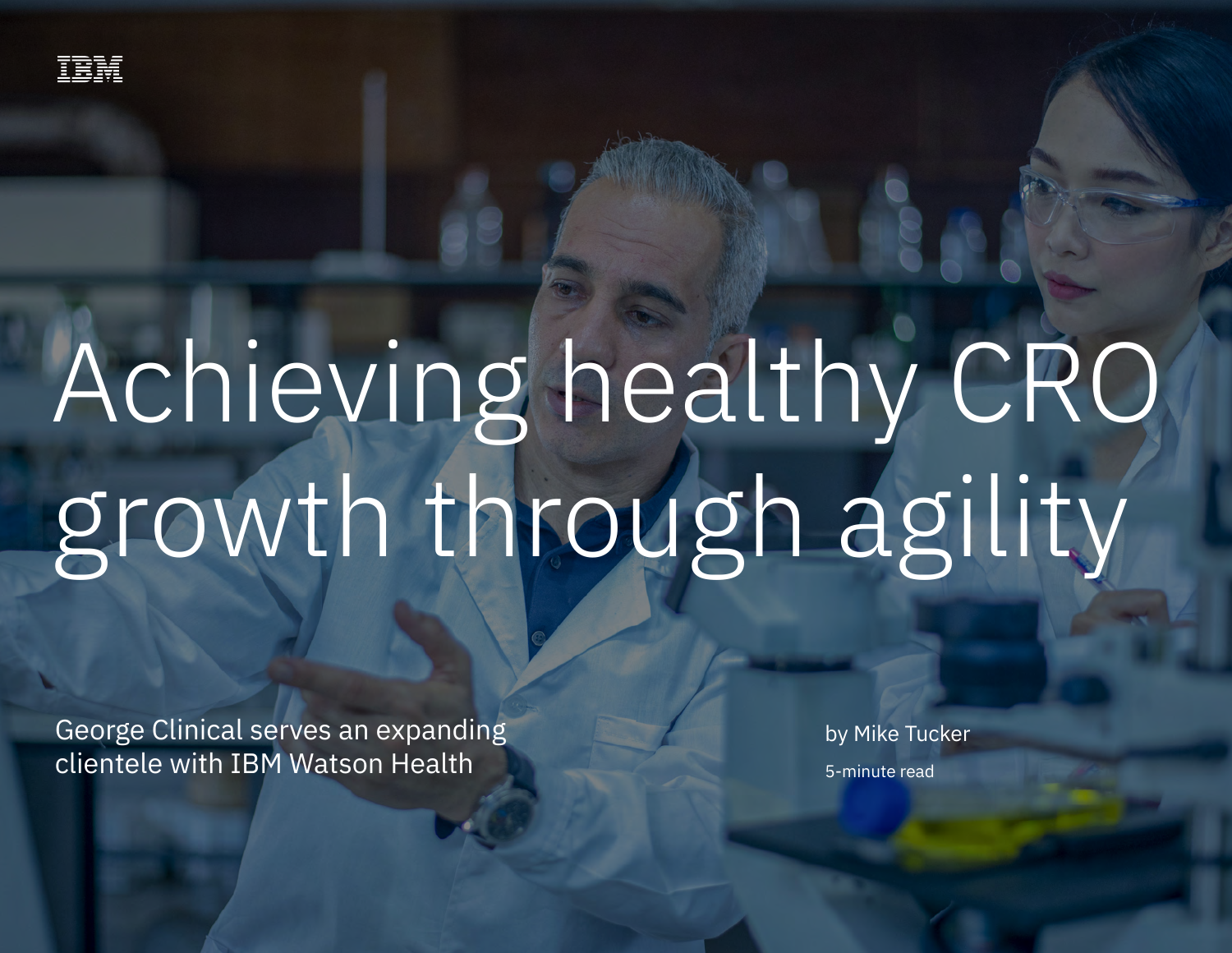IBM

# Achieving healthy CRO growth through agility

George Clinical serves an expanding clientele with IBM Watson Health

by Mike Tucker

5-minute read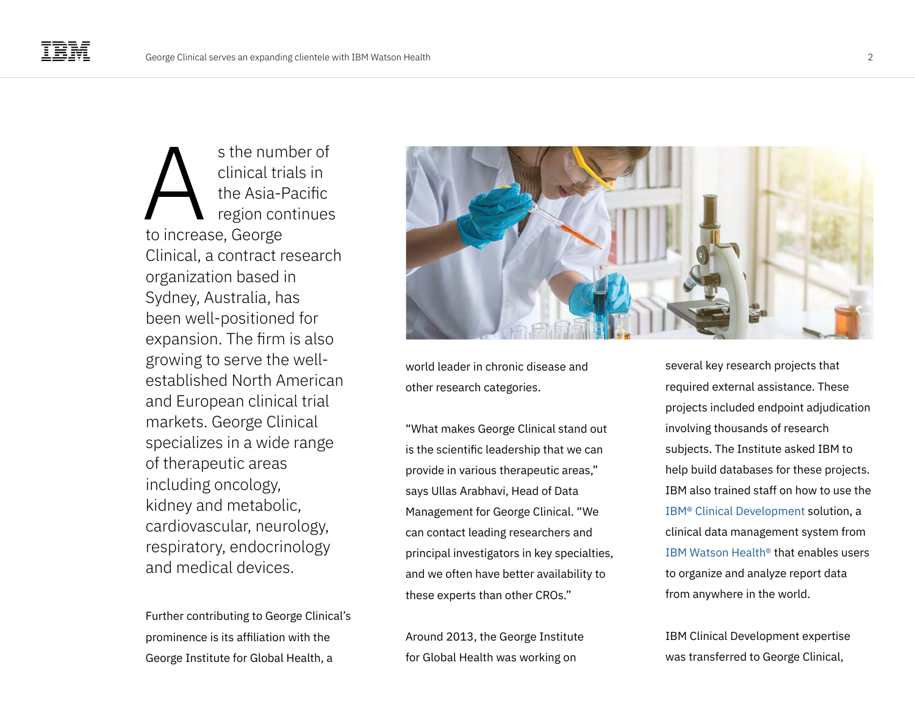As the number of clinical trials in the Asia-Pacific region continues to increase, George Clinical, a contract research organization based in Sydney, Australia, has been well-positioned for expansion. The firm is also growing to serve the well-established North American and European clinical trial markets. George Clinical specializes in a wide range of therapeutic areas including oncology, kidney and metabolic, cardiovascular, neurology, respiratory, endocrinology and medical devices.

Further contributing to George Clinical's prominence is its affiliation with the George Institute for Global Health, a world leader in chronic disease and other research categories.

"What makes George Clinical stand out is the scientific leadership that we can provide in various therapeutic areas," says Ullas Arabhavi, Head of Data Management for George Clinical. "We can contact leading researchers and principal investigators in key specialties, and we often have better availability to these experts than other CROs."

Around 2013, the George Institute for Global Health was working on several key research projects that required external assistance. These projects included endpoint adjudication involving thousands of research subjects. The Institute asked IBM to help build databases for these projects. IBM also trained staff on how to use the IBM® Clinical Development solution, a clinical data management system from IBM Watson Health® that enables users to organize and analyze report data from anywhere in the world.

IBM Clinical Development expertise was transferred to George Clinical,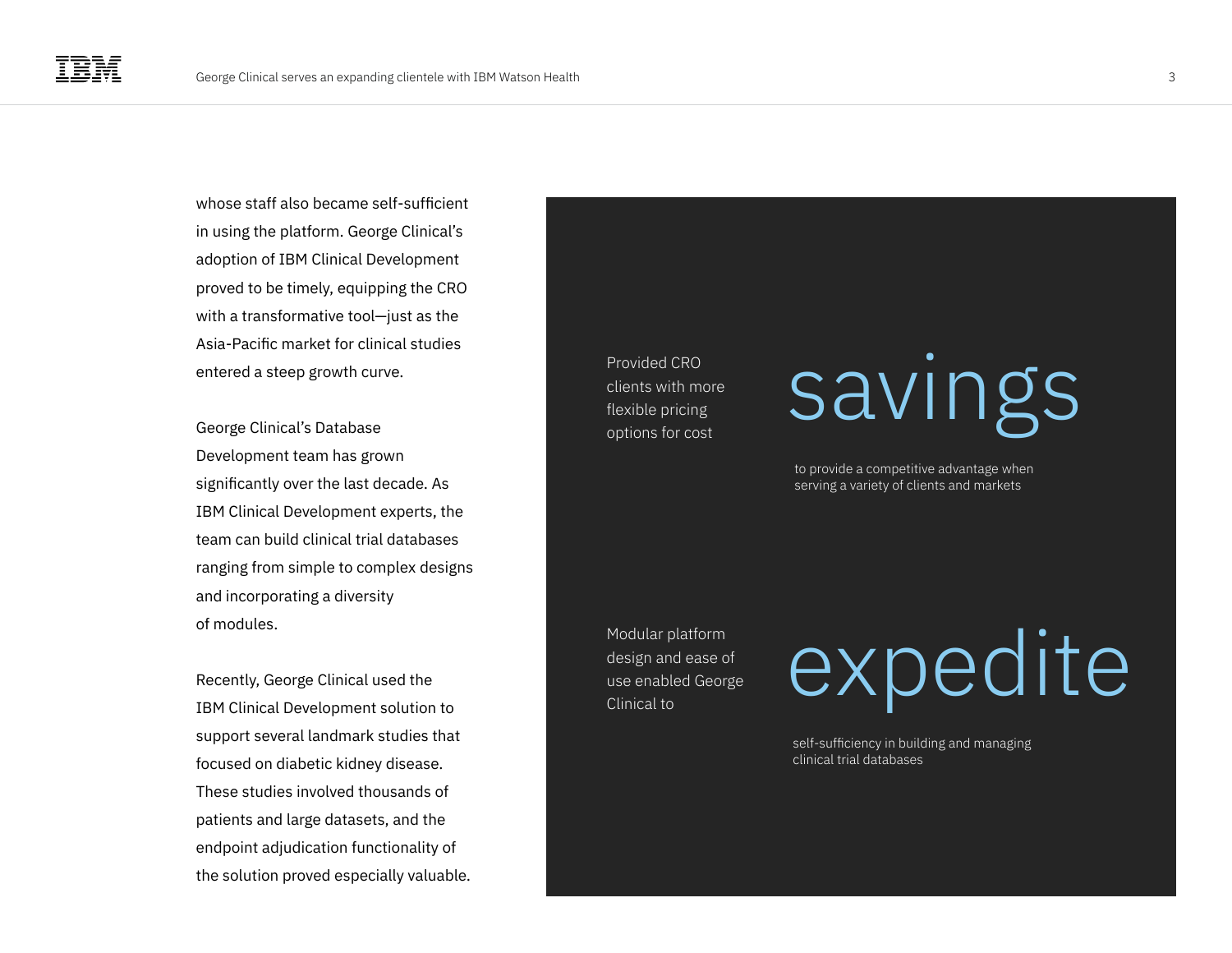whose staff also became self-sufficient in using the platform. George Clinical's adoption of IBM Clinical Development proved to be timely, equipping the CRO with a transformative tool—just as the Asia-Pacific market for clinical studies entered a steep growth curve.

George Clinical's Database Development team has grown significantly over the last decade. As IBM Clinical Development experts, the team can build clinical trial databases ranging from simple to complex designs and incorporating a diversity of modules.

Recently, George Clinical used the IBM Clinical Development solution to support several landmark studies that focused on diabetic kidney disease. These studies involved thousands of patients and large datasets, and the endpoint adjudication functionality of the solution proved especially valuable.

Provided CRO clients with more flexible pricing options for cost

# savings

to provide a competitive advantage when serving a variety of clients and markets

Modular platform design and ease of use enabled George Clinical to

# expedite

self-sufficiency in building and managing clinical trial databases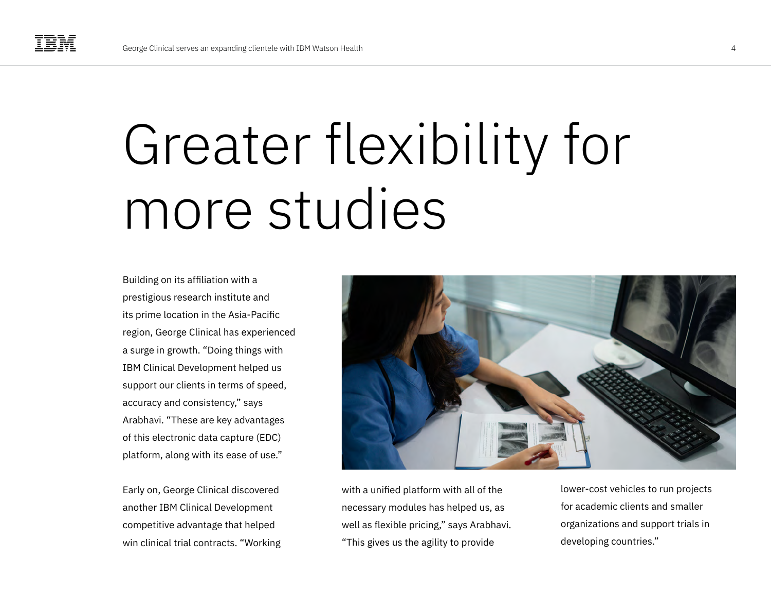# Greater flexibility for more studies

Building on its affiliation with a prestigious research institute and its prime location in the Asia-Pacific region, George Clinical has experienced a surge in growth. “Doing things with IBM Clinical Development helped us support our clients in terms of speed, accuracy and consistency,” says Arabhavi. “These are key advantages of this electronic data capture (EDC) platform, along with its ease of use.”

Early on, George Clinical discovered another IBM Clinical Development competitive advantage that helped win clinical trial contracts. “Working with a unified platform with all of the necessary modules has helped us, as well as flexible pricing,” says Arabhavi. “This gives us the agility to provide lower-cost vehicles to run projects for academic clients and smaller organizations and support trials in developing countries.”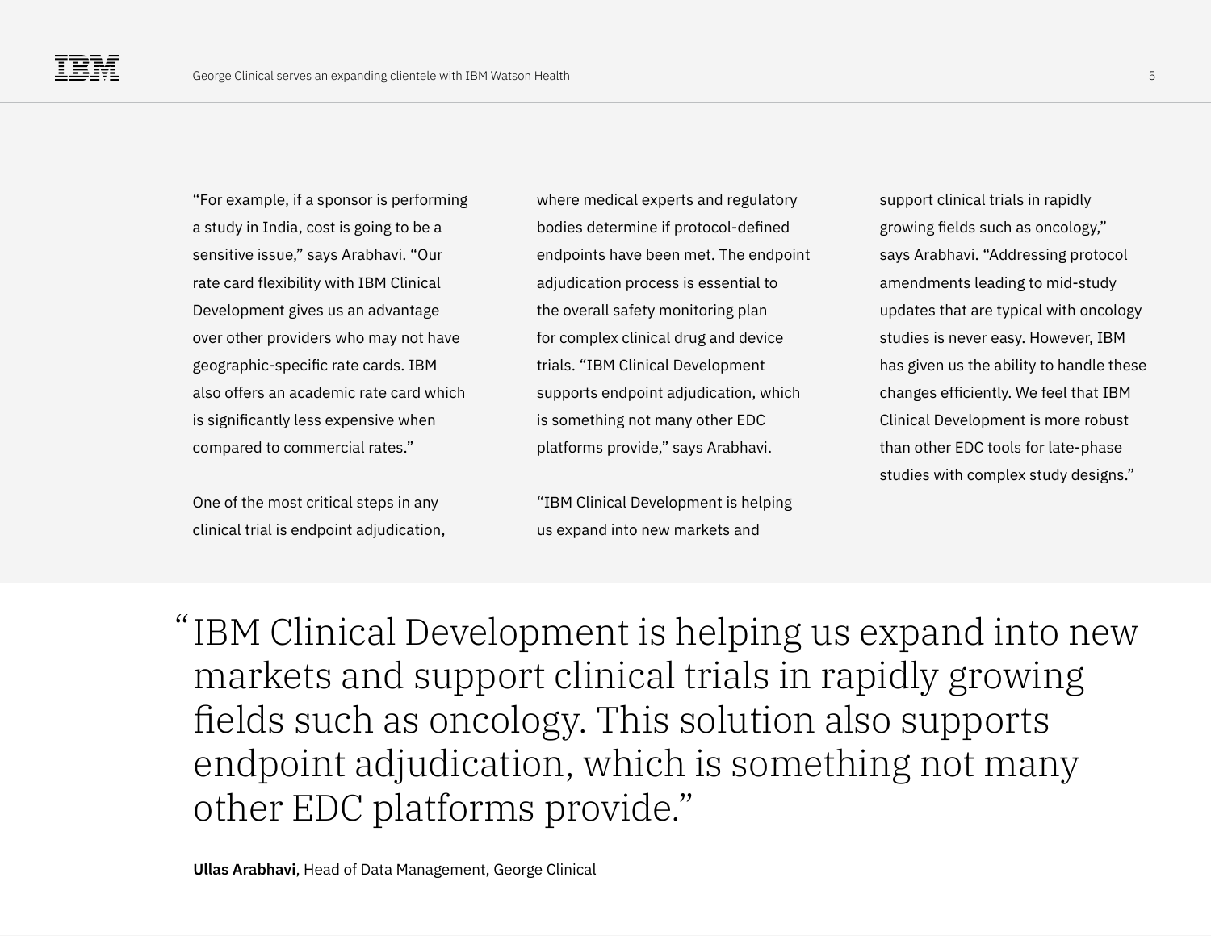"For example, if a sponsor is performing a study in India, cost is going to be a sensitive issue," says Arabhavi. "Our rate card flexibility with IBM Clinical Development gives us an advantage over other providers who may not have geographic-specific rate cards. IBM also offers an academic rate card which is significantly less expensive when compared to commercial rates."

One of the most critical steps in any clinical trial is endpoint adjudication, where medical experts and regulatory bodies determine if protocol-defined endpoints have been met. The endpoint adjudication process is essential to the overall safety monitoring plan for complex clinical drug and device trials. "IBM Clinical Development supports endpoint adjudication, which is something not many other EDC platforms provide," says Arabhavi.

"IBM Clinical Development is helping us expand into new markets and support clinical trials in rapidly growing fields such as oncology," says Arabhavi. "Addressing protocol amendments leading to mid-study updates that are typical with oncology studies is never easy. However, IBM has given us the ability to handle these changes efficiently. We feel that IBM Clinical Development is more robust than other EDC tools for late-phase studies with complex study designs."

> "IBM Clinical Development is helping us expand into new markets and support clinical trials in rapidly growing fields such as oncology. This solution also supports endpoint adjudication, which is something not many other EDC platforms provide."
>
> **Ullas Arabhavi**, Head of Data Management, George Clinical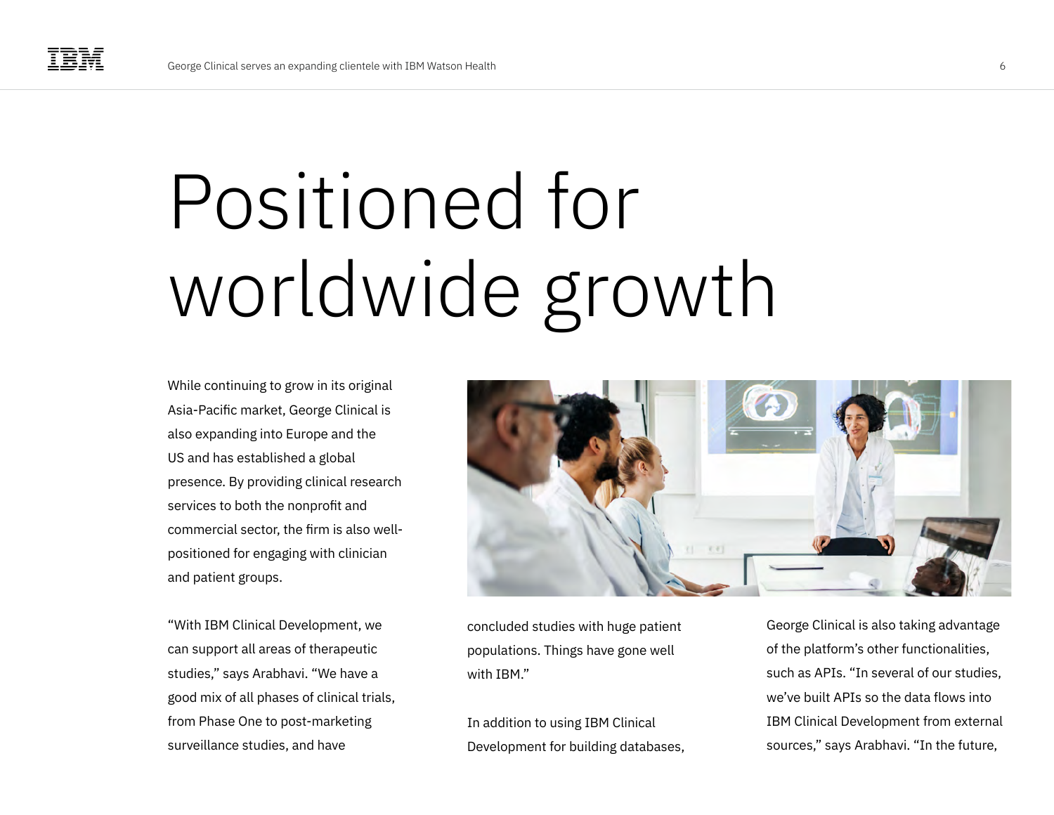# Positioned for worldwide growth

While continuing to grow in its original Asia-Pacific market, George Clinical is also expanding into Europe and the US and has established a global presence. By providing clinical research services to both the nonprofit and commercial sector, the firm is also well-positioned for engaging with clinician and patient groups.

"With IBM Clinical Development, we can support all areas of therapeutic studies," says Arabhavi. "We have a good mix of all phases of clinical trials, from Phase One to post-marketing surveillance studies, and have concluded studies with huge patient populations. Things have gone well with IBM."

In addition to using IBM Clinical Development for building databases, George Clinical is also taking advantage of the platform's other functionalities, such as APIs. "In several of our studies, we've built APIs so the data flows into IBM Clinical Development from external sources," says Arabhavi. "In the future,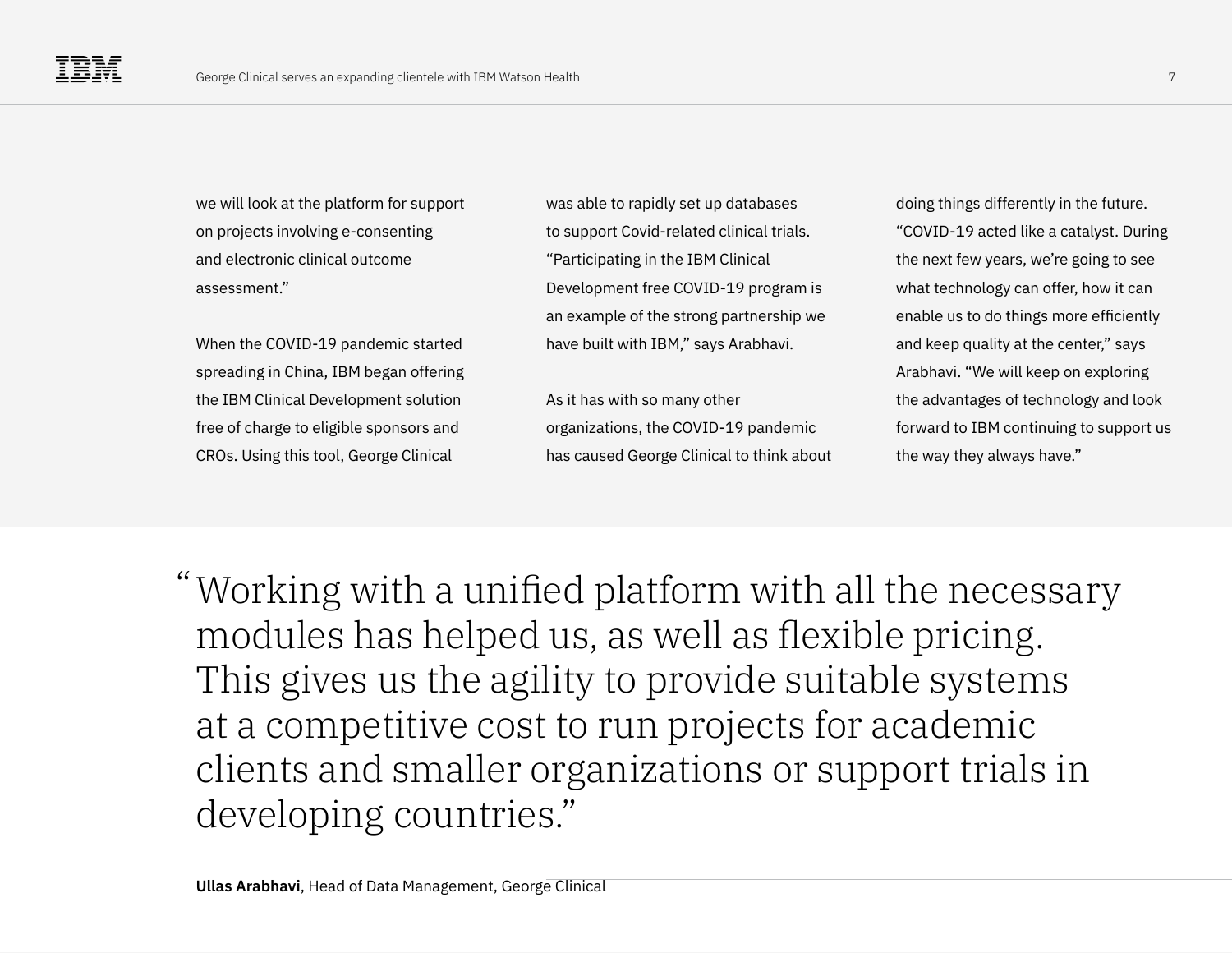we will look at the platform for support on projects involving e-consenting and electronic clinical outcome assessment."

When the COVID-19 pandemic started spreading in China, IBM began offering the IBM Clinical Development solution free of charge to eligible sponsors and CROs. Using this tool, George Clinical was able to rapidly set up databases to support Covid-related clinical trials. "Participating in the IBM Clinical Development free COVID-19 program is an example of the strong partnership we have built with IBM," says Arabhavi.

As it has with so many other organizations, the COVID-19 pandemic has caused George Clinical to think about doing things differently in the future. "COVID-19 acted like a catalyst. During the next few years, we're going to see what technology can offer, how it can enable us to do things more efficiently and keep quality at the center," says Arabhavi. "We will keep on exploring the advantages of technology and look forward to IBM continuing to support us the way they always have."

> "Working with a unified platform with all the necessary modules has helped us, as well as flexible pricing. This gives us the agility to provide suitable systems at a competitive cost to run projects for academic clients and smaller organizations or support trials in developing countries."

**Ullas Arabhavi**, Head of Data Management, George Clinical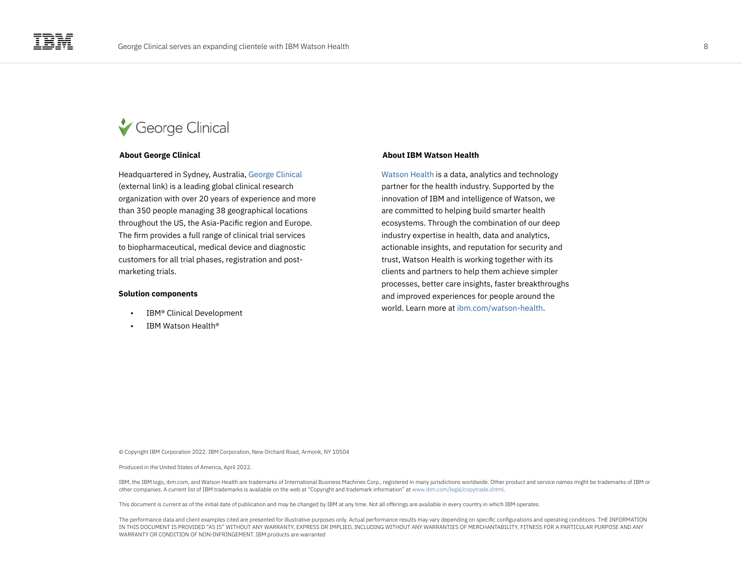George Clinical

## About George Clinical

Headquartered in Sydney, Australia, George Clinical (external link) is a leading global clinical research organization with over 20 years of experience and more than 350 people managing 38 geographical locations throughout the US, the Asia-Pacific region and Europe. The firm provides a full range of clinical trial services to biopharmaceutical, medical device and diagnostic customers for all trial phases, registration and post-marketing trials.

## Solution components

- IBM® Clinical Development
- IBM Watson Health®

## About IBM Watson Health

Watson Health is a data, analytics and technology partner for the health industry. Supported by the innovation of IBM and intelligence of Watson, we are committed to helping build smarter health ecosystems. Through the combination of our deep industry expertise in health, data and analytics, actionable insights, and reputation for security and trust, Watson Health is working together with its clients and partners to help them achieve simpler processes, better care insights, faster breakthroughs and improved experiences for people around the world. Learn more at ibm.com/watson-health.

© Copyright IBM Corporation 2022. IBM Corporation, New Orchard Road, Armonk, NY 10504

Produced in the United States of America, April 2022.

IBM, the IBM logo, ibm.com, and Watson Health are trademarks of International Business Machines Corp., registered in many jurisdictions worldwide. Other product and service names might be trademarks of IBM or other companies. A current list of IBM trademarks is available on the web at "Copyright and trademark information" at www.ibm.com/legal/copytrade.shtml.

This document is current as of the initial date of publication and may be changed by IBM at any time. Not all offerings are available in every country in which IBM operates.

The performance data and client examples cited are presented for illustrative purposes only. Actual performance results may vary depending on specific configurations and operating conditions. THE INFORMATION IN THIS DOCUMENT IS PROVIDED "AS IS" WITHOUT ANY WARRANTY, EXPRESS OR IMPLIED, INCLUDING WITHOUT ANY WARRANTIES OF MERCHANTABILITY, FITNESS FOR A PARTICULAR PURPOSE AND ANY WARRANTY OR CONDITION OF NON-INFRINGEMENT. IBM products are warranted